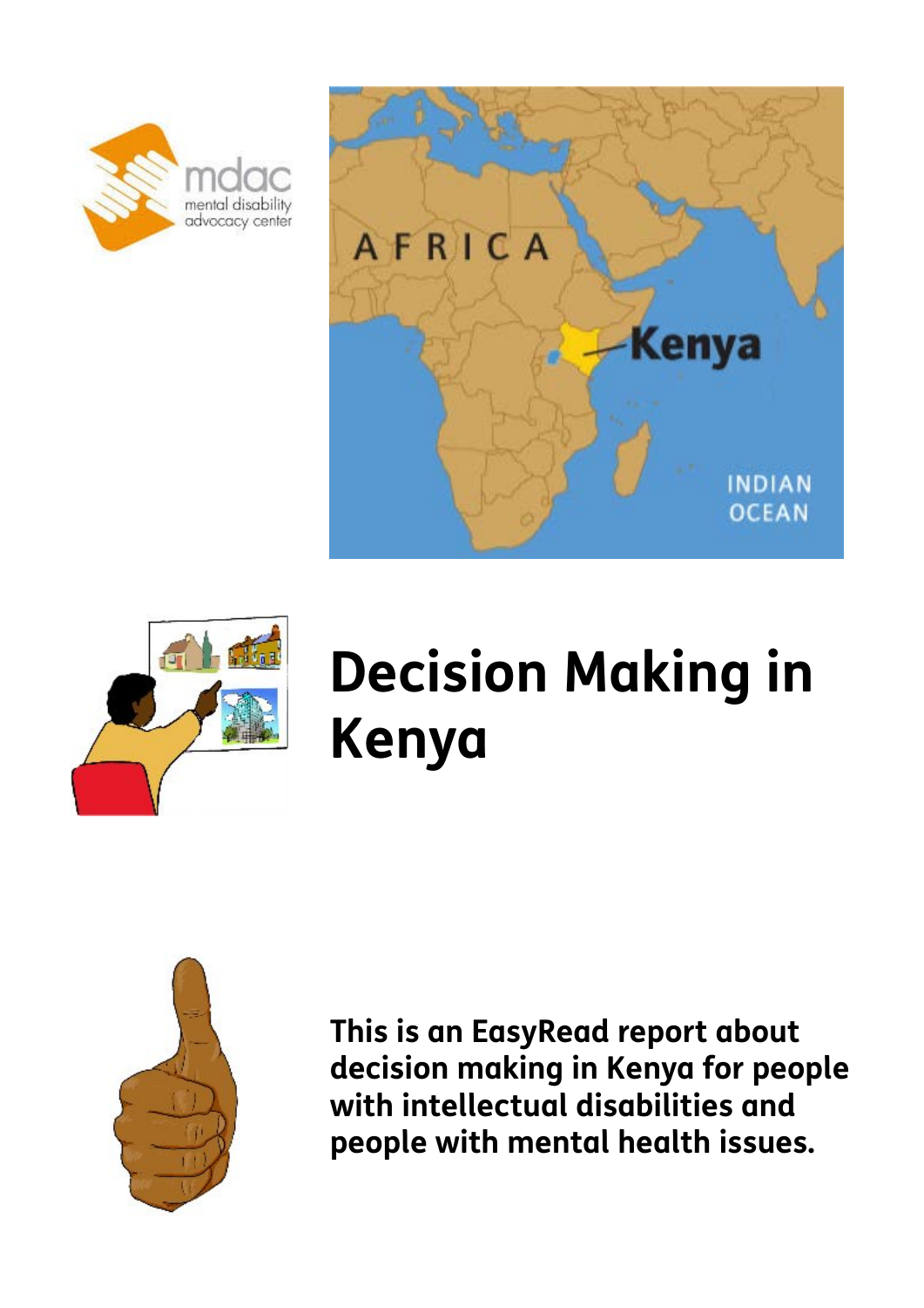# Decision Making in Kenya

**This is an EasyRead report about decision making in Kenya for people with intellectual disabilities and people with mental health issues.**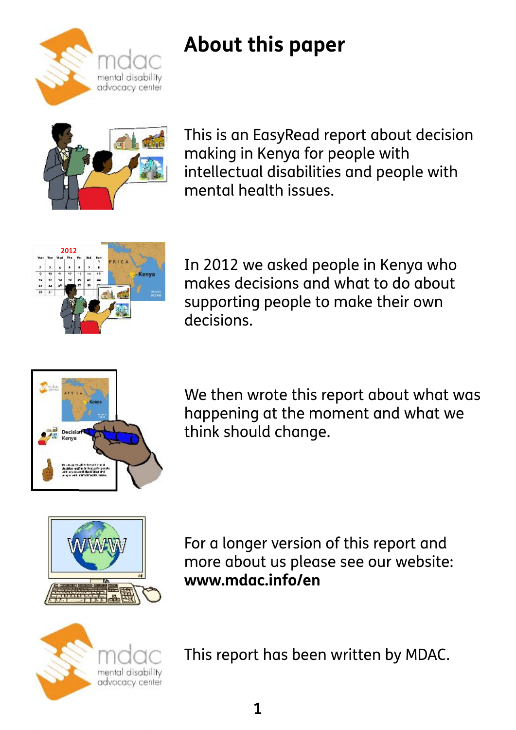# About this paper

This is an EasyRead report about decision making in Kenya for people with intellectual disabilities and people with mental health issues.

In 2012 we asked people in Kenya who makes decisions and what to do about supporting people to make their own decisions.

We then wrote this report about what was happening at the moment and what we think should change.

For a longer version of this report and more about us please see our website: **www.mdac.info/en**

This report has been written by MDAC.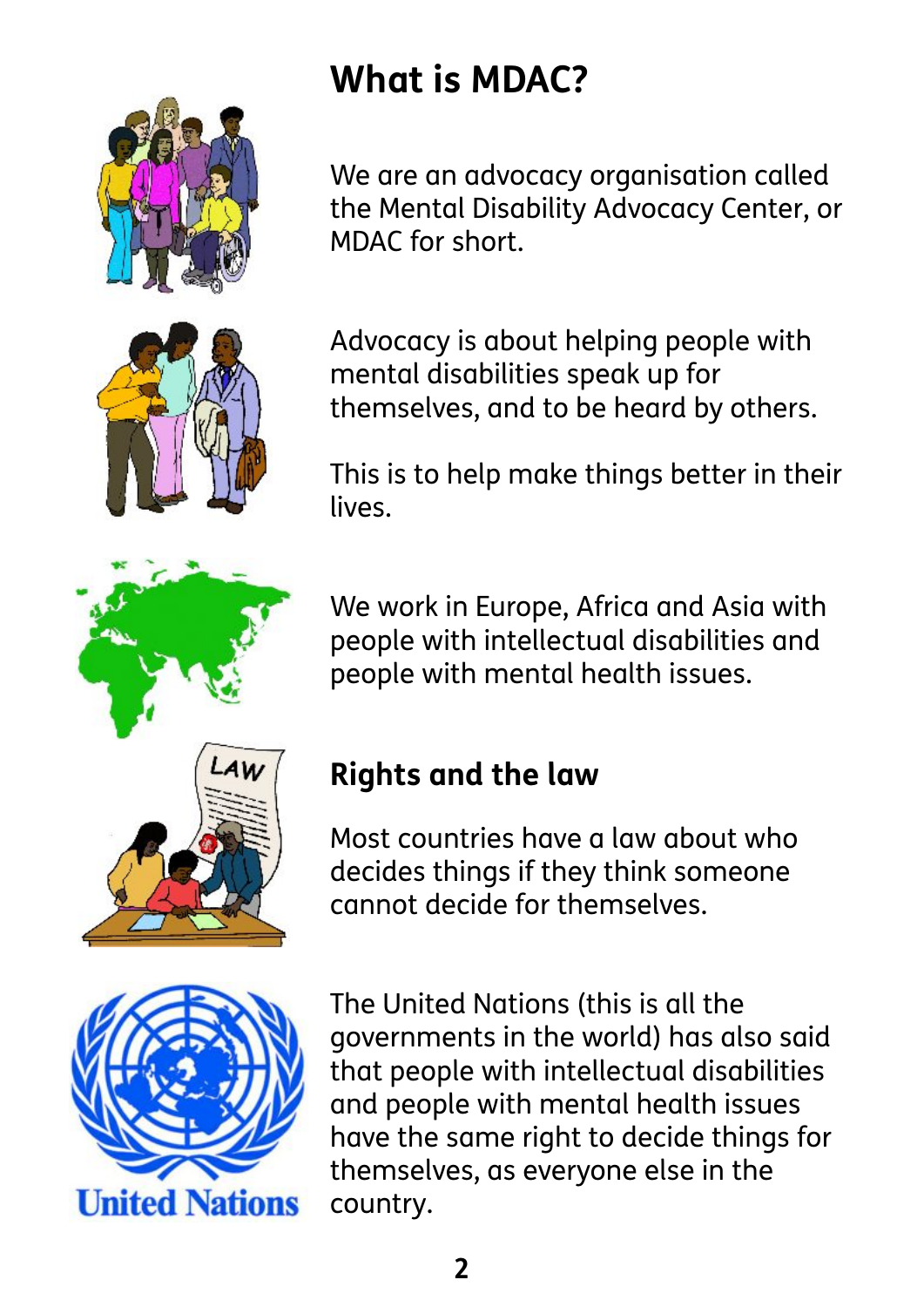# What is MDAC?

We are an advocacy organisation called the Mental Disability Advocacy Center, or MDAC for short.

Advocacy is about helping people with mental disabilities speak up for themselves, and to be heard by others.

This is to help make things better in their lives.

We work in Europe, Africa and Asia with people with intellectual disabilities and people with mental health issues.

## Rights and the law

Most countries have a law about who decides things if they think someone cannot decide for themselves.

The United Nations (this is all the governments in the world) has also said that people with intellectual disabilities and people with mental health issues have the same right to decide things for themselves, as everyone else in the country.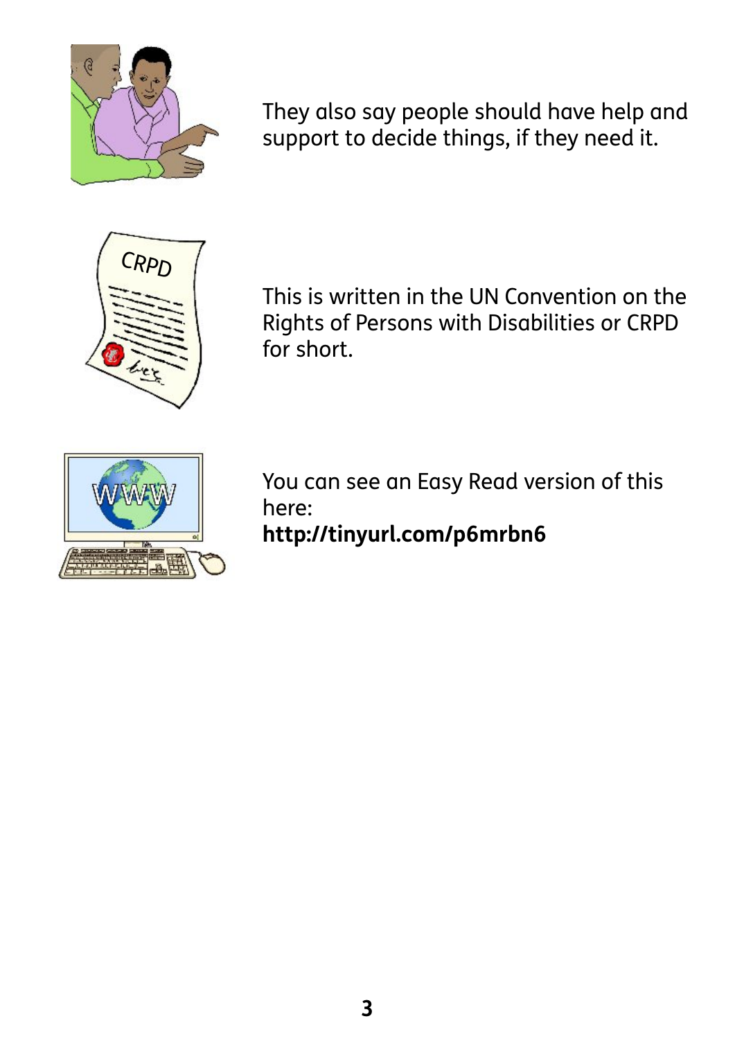They also say people should have help and support to decide things, if they need it.

This is written in the UN Convention on the Rights of Persons with Disabilities or CRPD for short.

You can see an Easy Read version of this here:
**http://tinyurl.com/p6mrbn6**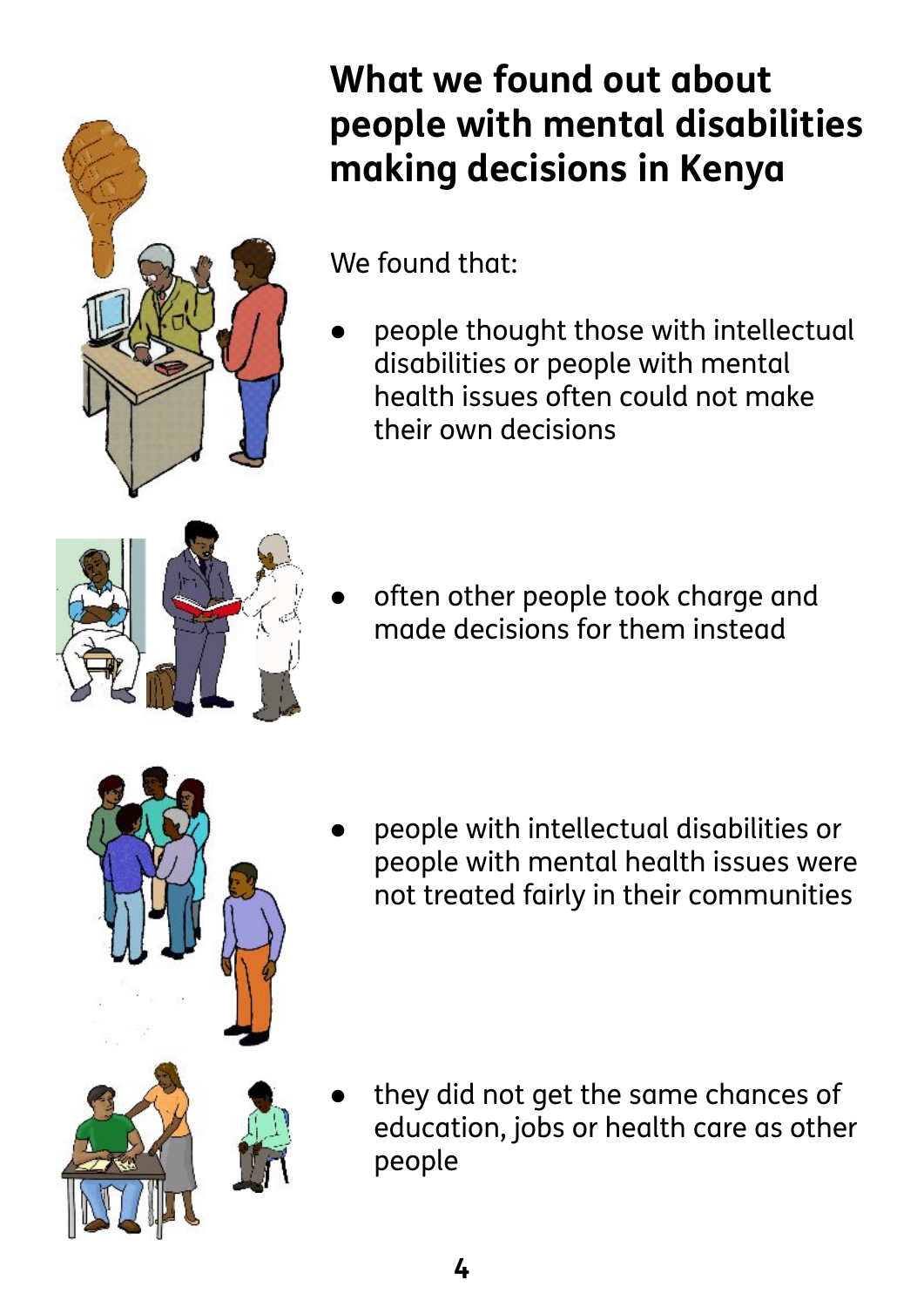# What we found out about people with mental disabilities making decisions in Kenya

We found that:

- people thought those with intellectual disabilities or people with mental health issues often could not make their own decisions

- often other people took charge and made decisions for them instead

- people with intellectual disabilities or people with mental health issues were not treated fairly in their communities

- they did not get the same chances of education, jobs or health care as other people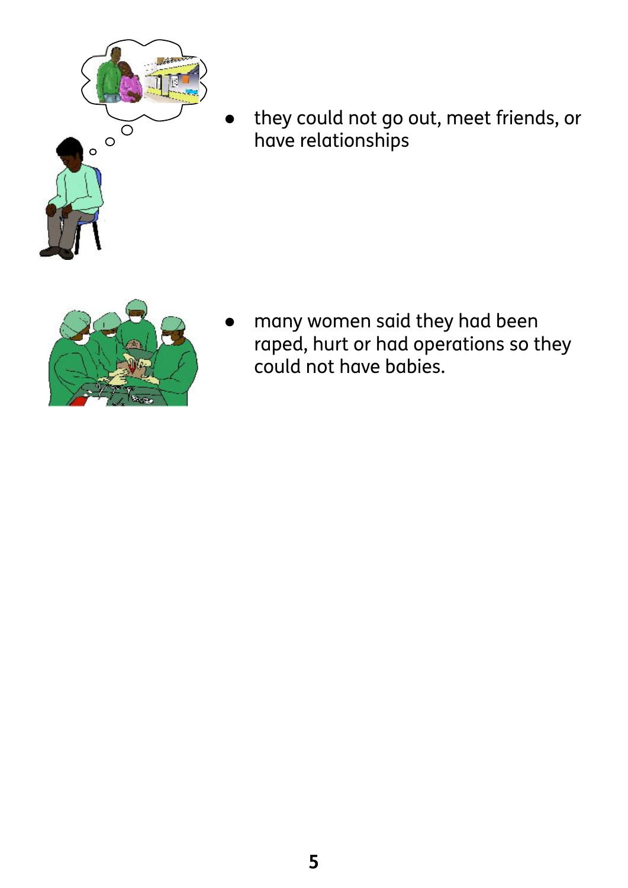- they could not go out, meet friends, or have relationships

- many women said they had been raped, hurt or had operations so they could not have babies.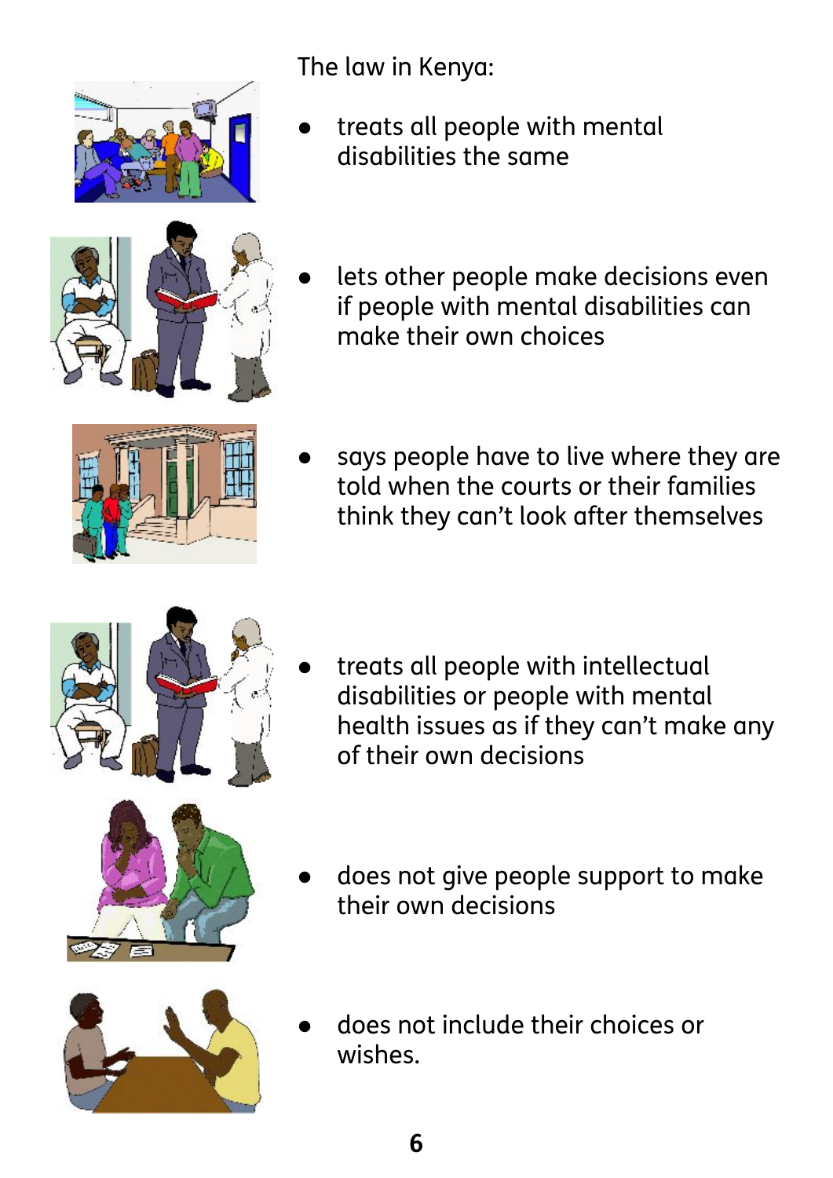The law in Kenya:

- treats all people with mental disabilities the same
- lets other people make decisions even if people with mental disabilities can make their own choices
- says people have to live where they are told when the courts or their families think they can't look after themselves
- treats all people with intellectual disabilities or people with mental health issues as if they can't make any of their own decisions
- does not give people support to make their own decisions
- does not include their choices or wishes.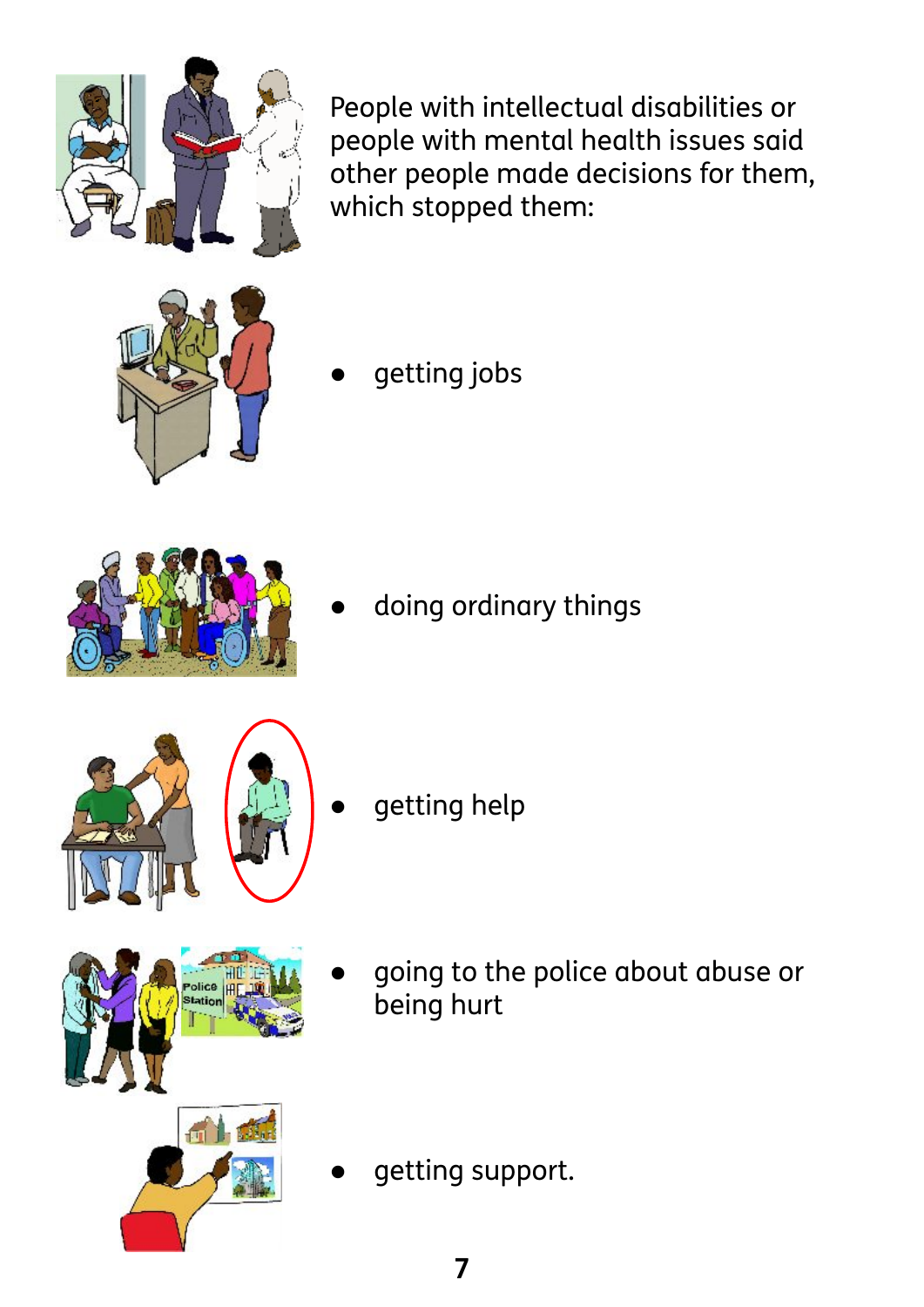People with intellectual disabilities or people with mental health issues said other people made decisions for them, which stopped them:

- getting jobs
- doing ordinary things
- getting help
- going to the police about abuse or being hurt
- getting support.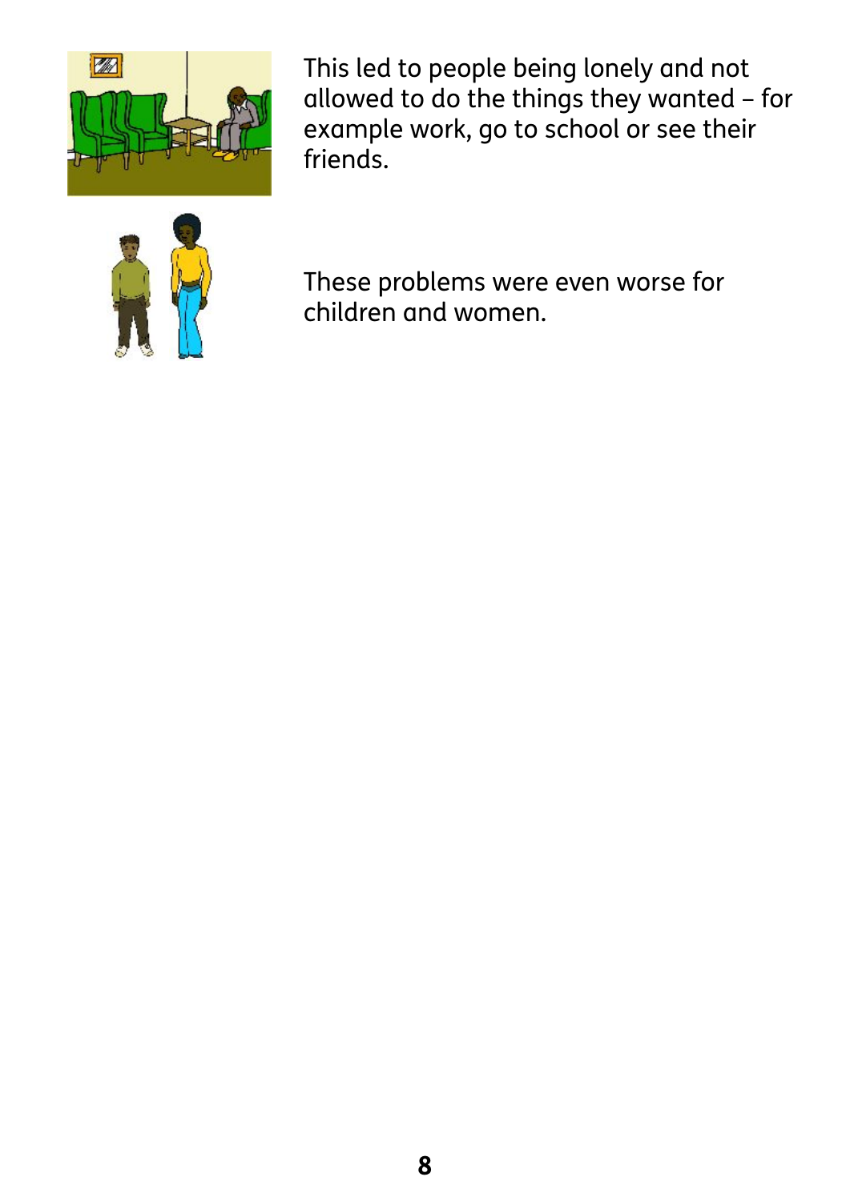This led to people being lonely and not allowed to do the things they wanted – for example work, go to school or see their friends.

These problems were even worse for children and women.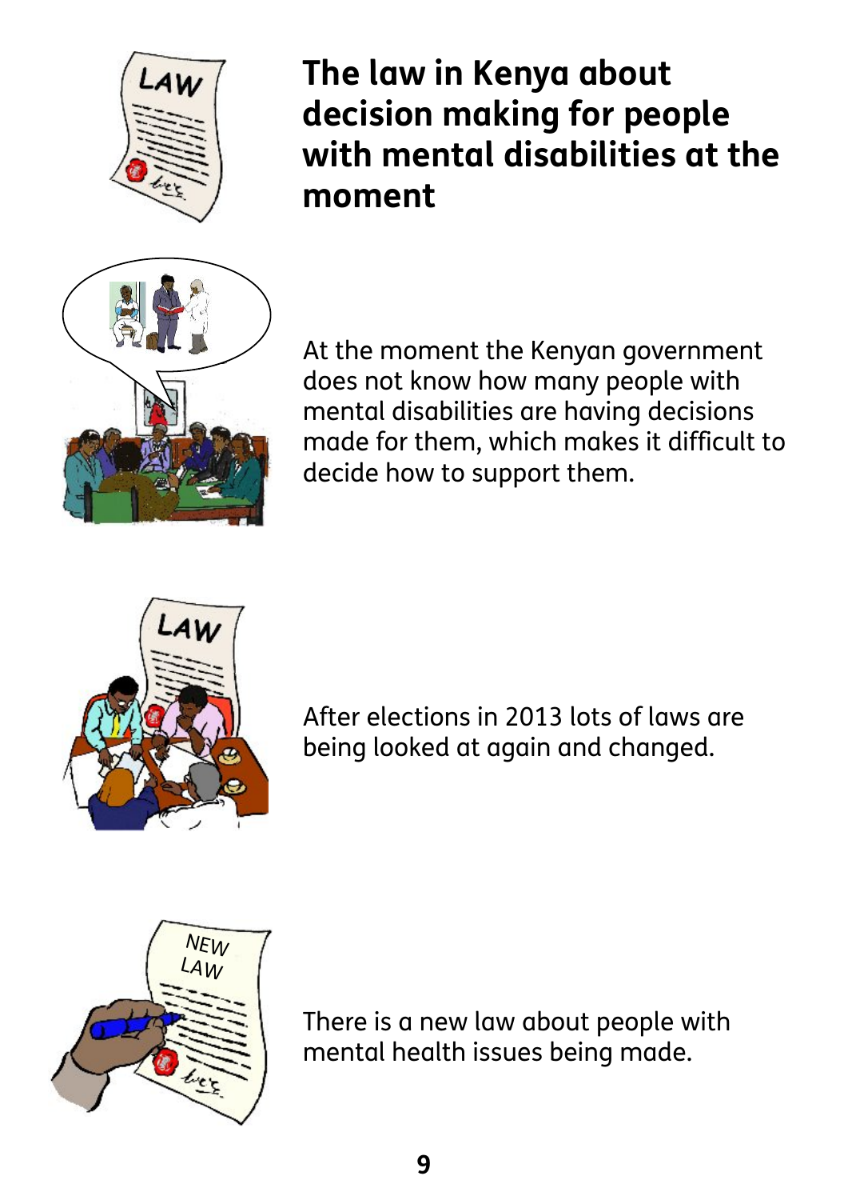# The law in Kenya about decision making for people with mental disabilities at the moment

At the moment the Kenyan government does not know how many people with mental disabilities are having decisions made for them, which makes it difficult to decide how to support them.

After elections in 2013 lots of laws are being looked at again and changed.

There is a new law about people with mental health issues being made.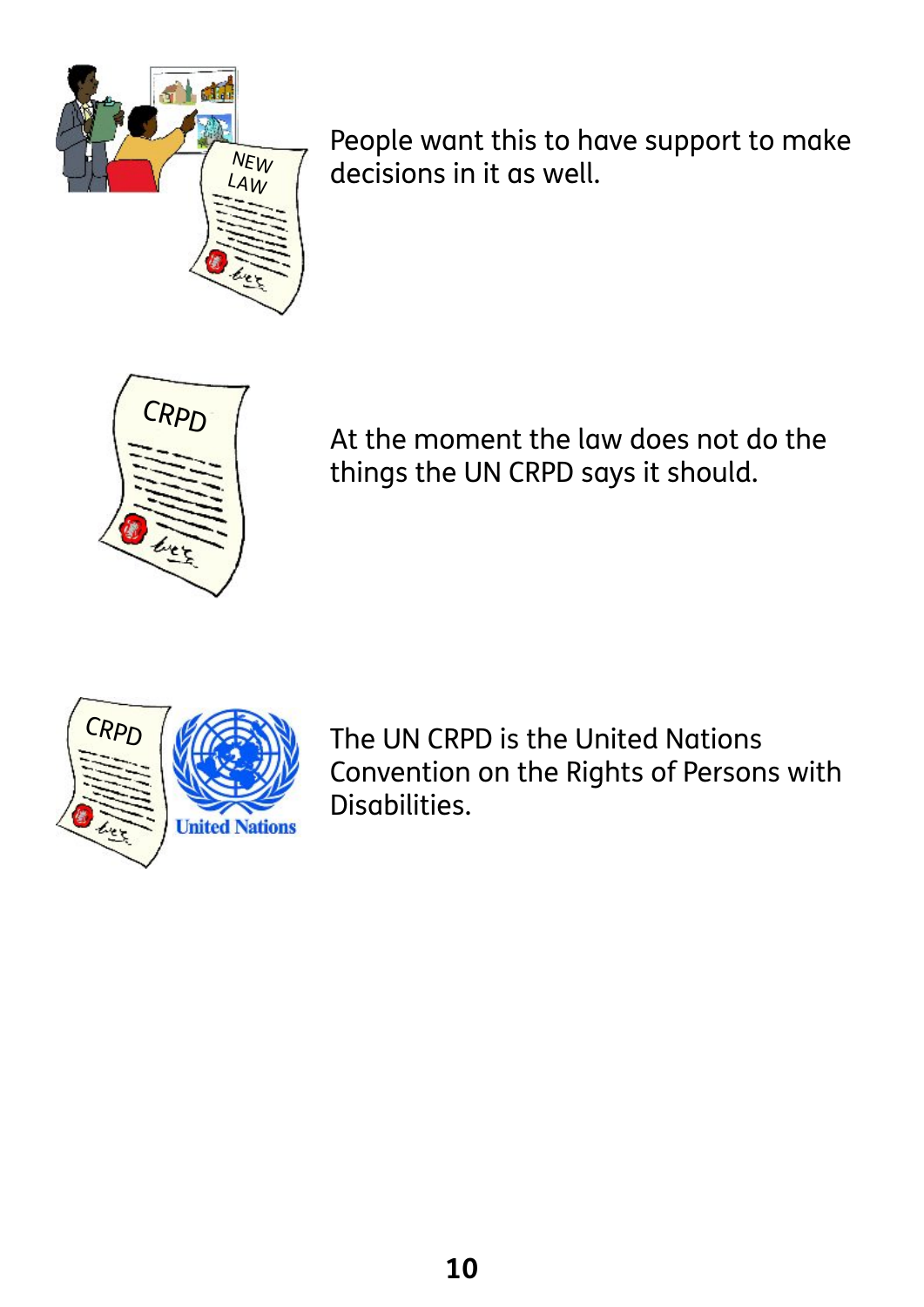People want this to have support to make decisions in it as well.

At the moment the law does not do the things the UN CRPD says it should.

The UN CRPD is the United Nations Convention on the Rights of Persons with Disabilities.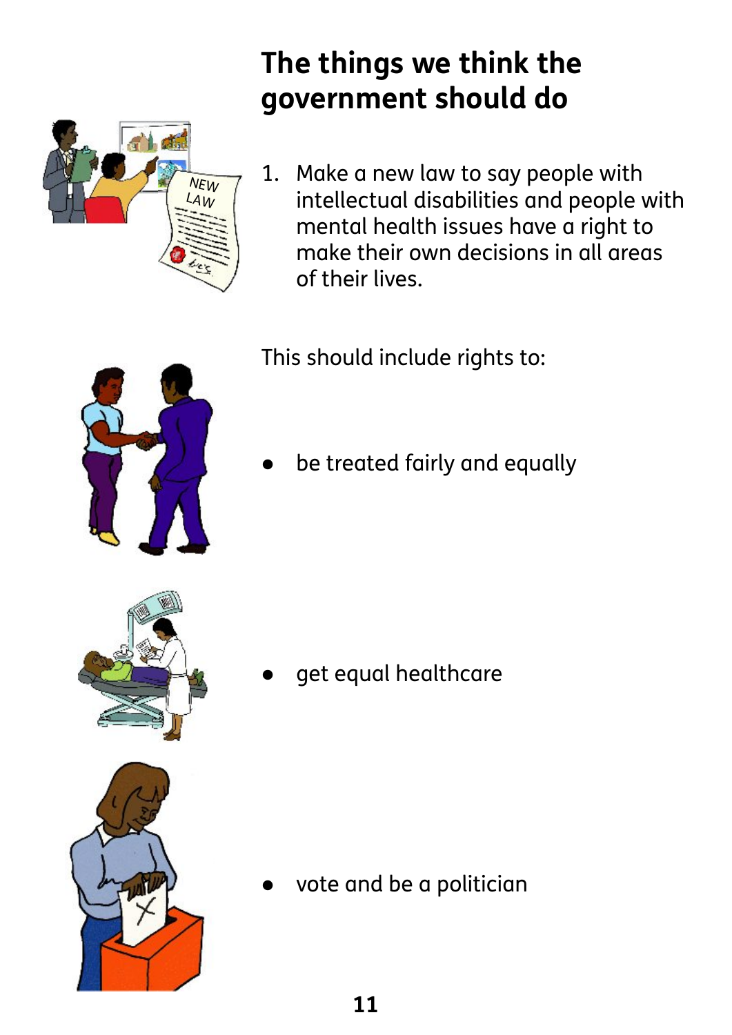## The things we think the government should do

1. Make a new law to say people with intellectual disabilities and people with mental health issues have a right to make their own decisions in all areas of their lives.

This should include rights to:

- be treated fairly and equally
- get equal healthcare
- vote and be a politician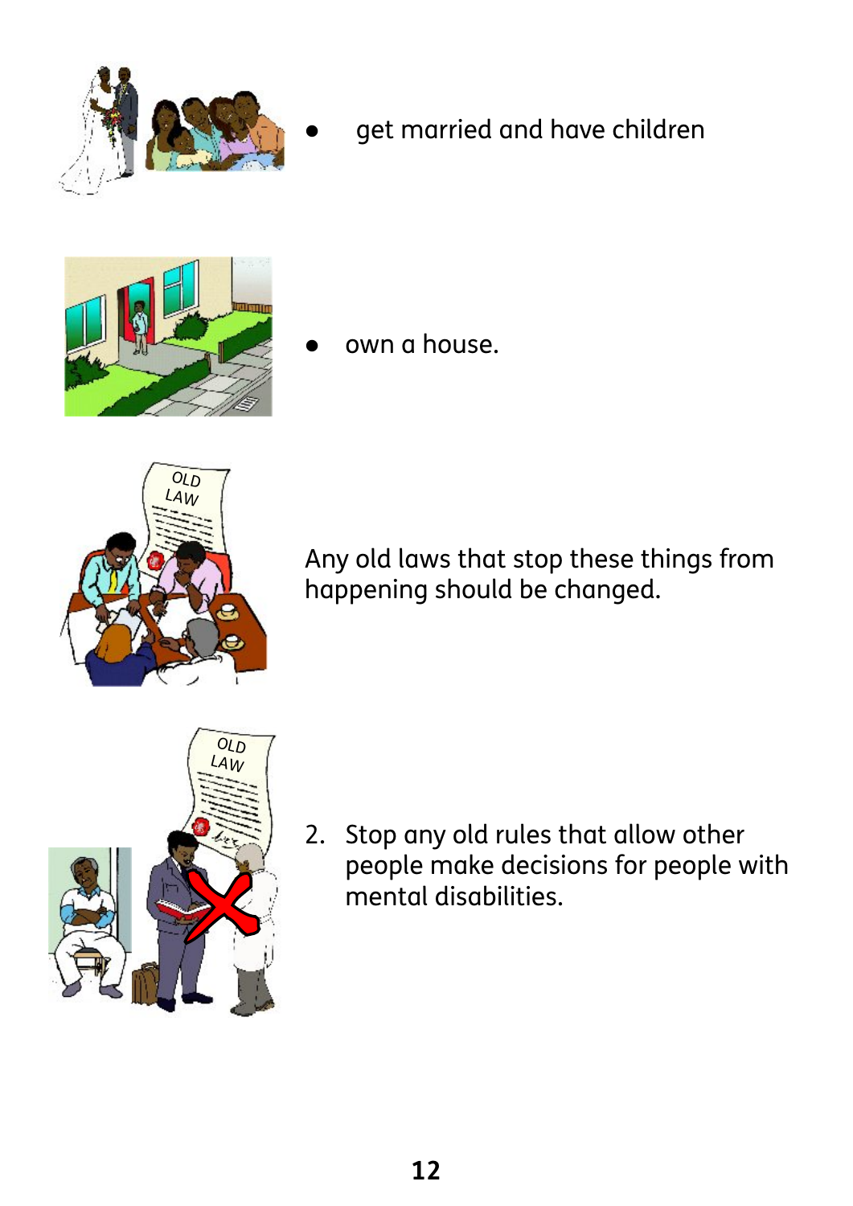- get married and have children

- own a house.

Any old laws that stop these things from happening should be changed.

2. Stop any old rules that allow other people make decisions for people with mental disabilities.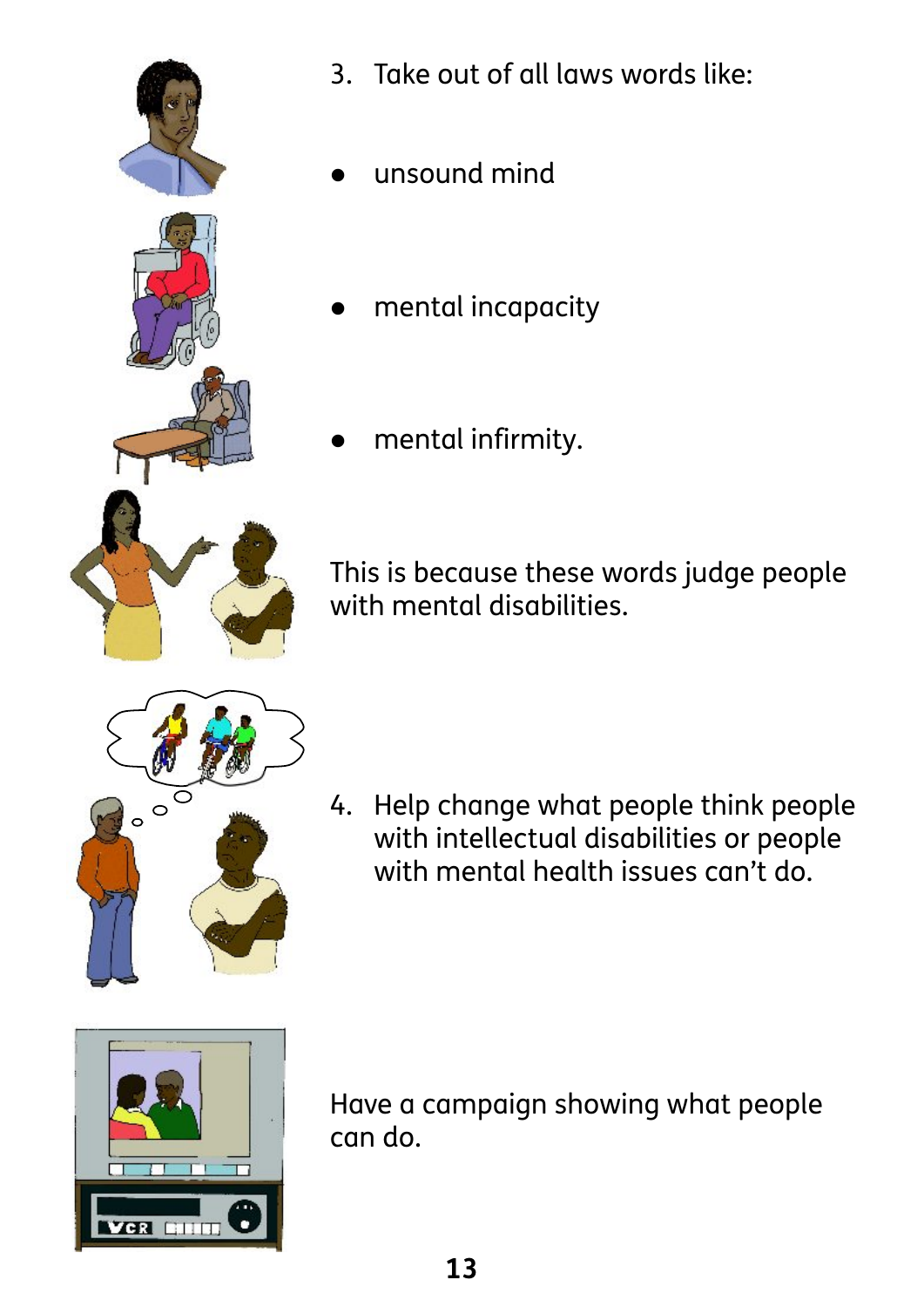3. Take out of all laws words like:

- unsound mind
- mental incapacity
- mental infirmity.

This is because these words judge people with mental disabilities.

4. Help change what people think people with intellectual disabilities or people with mental health issues can't do.

Have a campaign showing what people can do.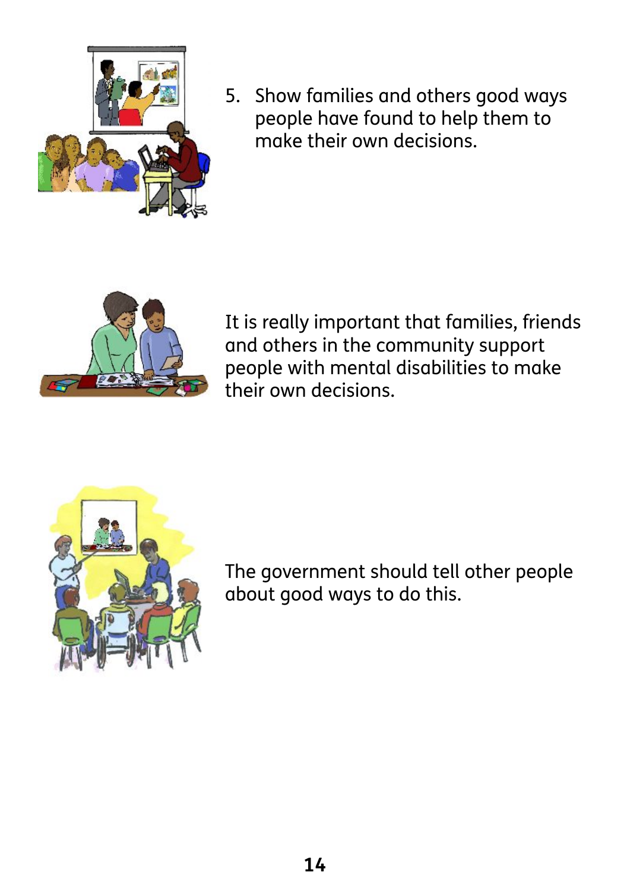5. Show families and others good ways people have found to help them to make their own decisions.

It is really important that families, friends and others in the community support people with mental disabilities to make their own decisions.

The government should tell other people about good ways to do this.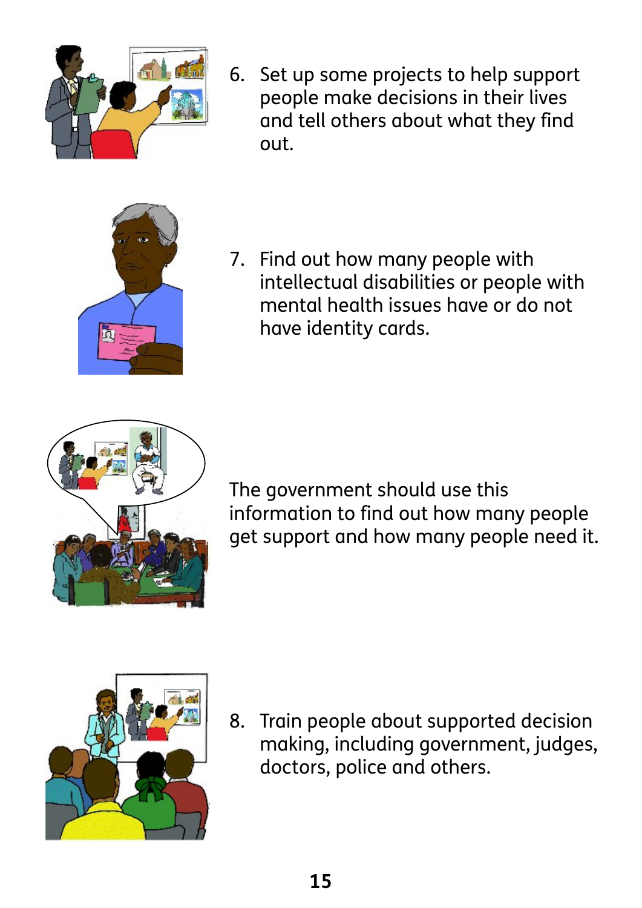6. Set up some projects to help support people make decisions in their lives and tell others about what they find out.

7. Find out how many people with intellectual disabilities or people with mental health issues have or do not have identity cards.

The government should use this information to find out how many people get support and how many people need it.

8. Train people about supported decision making, including government, judges, doctors, police and others.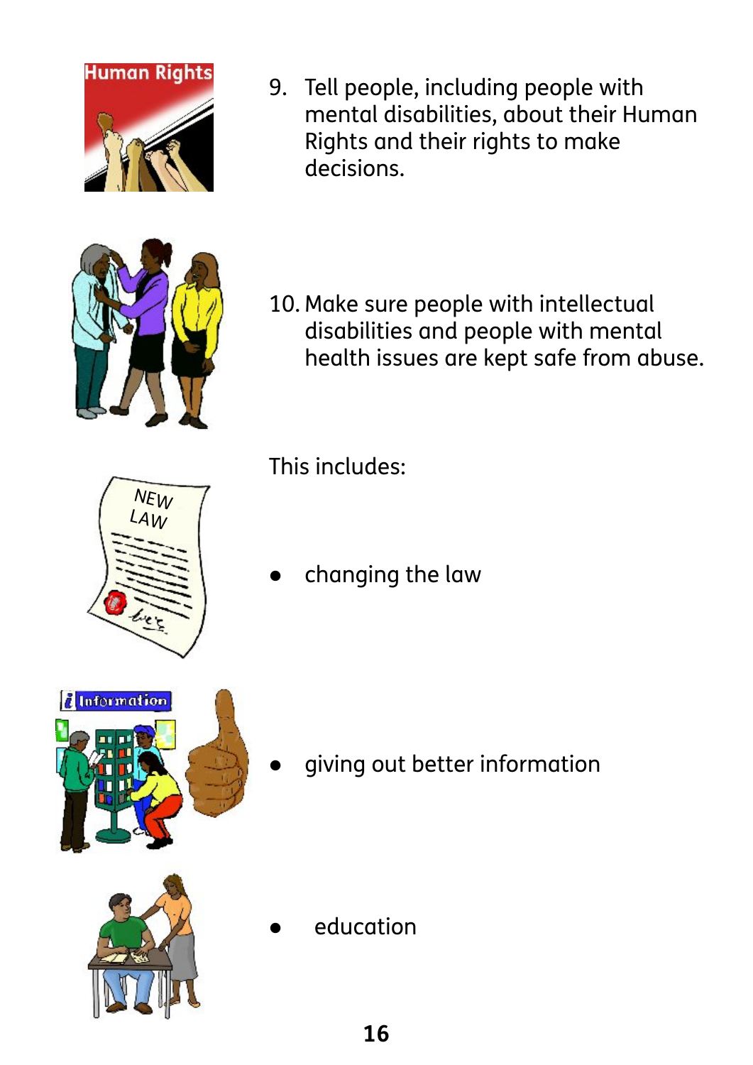9. Tell people, including people with mental disabilities, about their Human Rights and their rights to make decisions.

10. Make sure people with intellectual disabilities and people with mental health issues are kept safe from abuse.

This includes:

- changing the law
- giving out better information
- education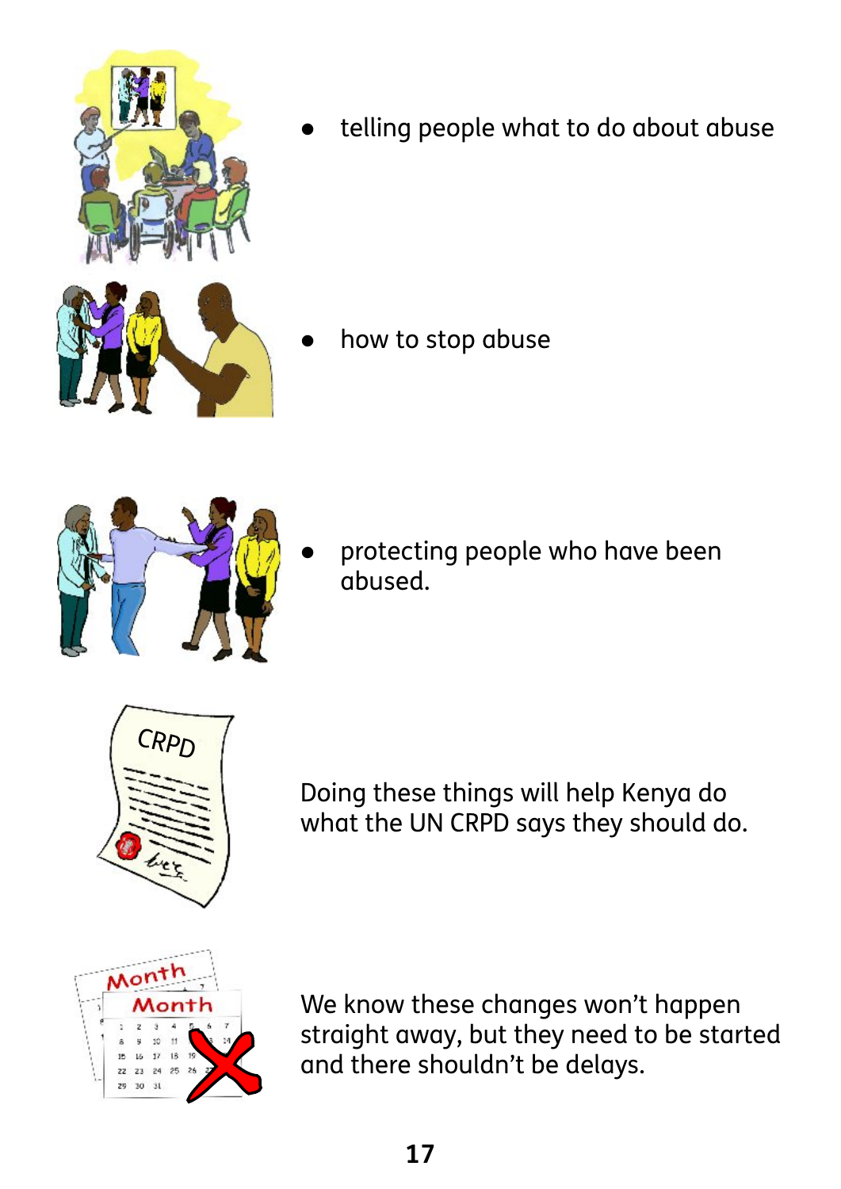- telling people what to do about abuse
- how to stop abuse
- protecting people who have been abused.

Doing these things will help Kenya do what the UN CRPD says they should do.

We know these changes won't happen straight away, but they need to be started and there shouldn't be delays.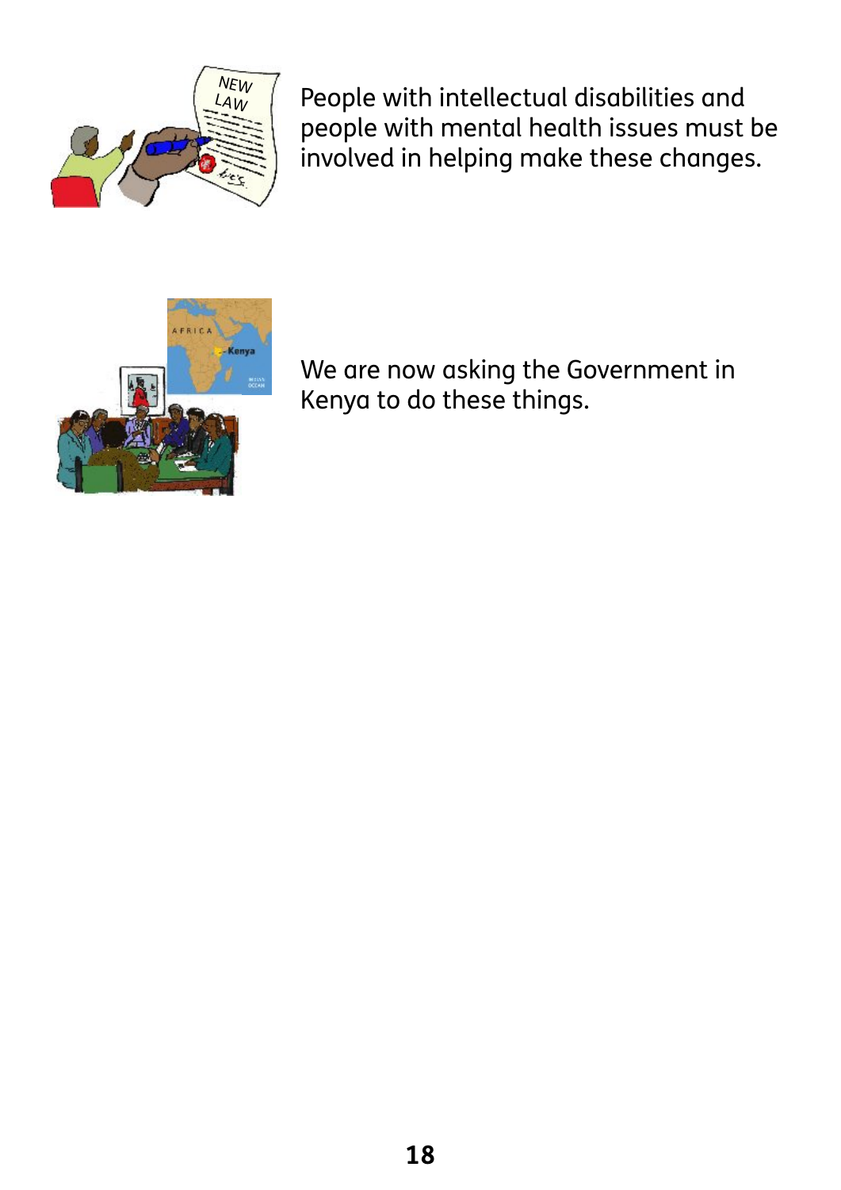People with intellectual disabilities and people with mental health issues must be involved in helping make these changes.

We are now asking the Government in Kenya to do these things.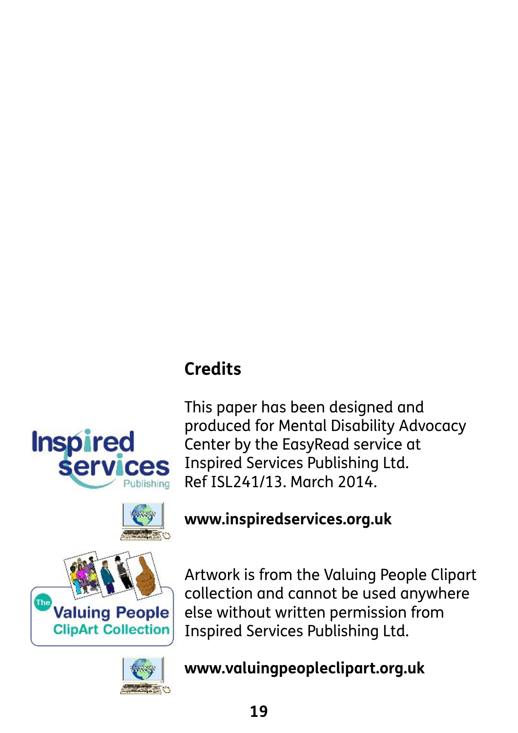## Credits

This paper has been designed and produced for Mental Disability Advocacy Center by the EasyRead service at Inspired Services Publishing Ltd. Ref ISL241/13. March 2014.

**www.inspiredservices.org.uk**

Artwork is from the Valuing People Clipart collection and cannot be used anywhere else without written permission from Inspired Services Publishing Ltd.

**www.valuingpeopleclipart.org.uk**